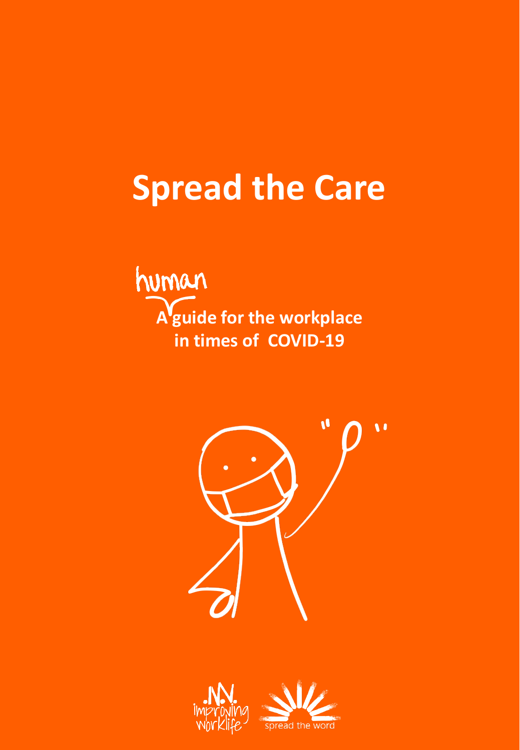# Spread the Care

A *human* guide for the workplace in times of COVID-19

improving worklife

spread the word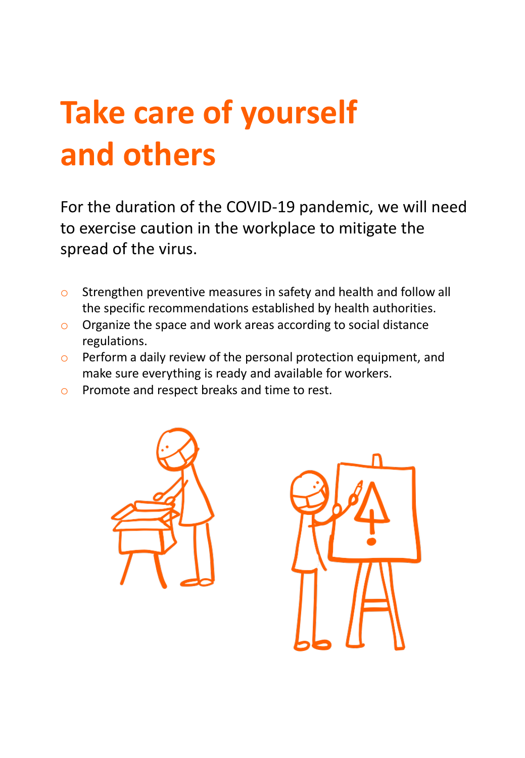# Take care of yourself and others

For the duration of the COVID-19 pandemic, we will need to exercise caution in the workplace to mitigate the spread of the virus.

- Strengthen preventive measures in safety and health and follow all the specific recommendations established by health authorities.
- Organize the space and work areas according to social distance regulations.
- Perform a daily review of the personal protection equipment, and make sure everything is ready and available for workers.
- Promote and respect breaks and time to rest.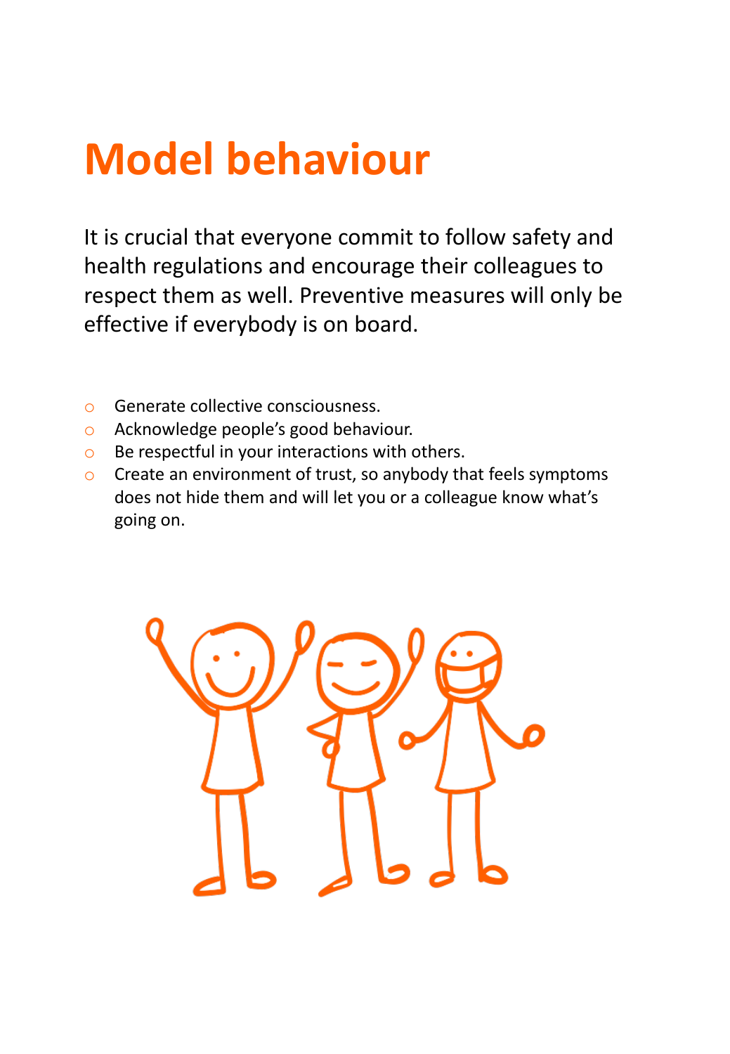# Model behaviour

It is crucial that everyone commit to follow safety and health regulations and encourage their colleagues to respect them as well. Preventive measures will only be effective if everybody is on board.

- Generate collective consciousness.
- Acknowledge people's good behaviour.
- Be respectful in your interactions with others.
- Create an environment of trust, so anybody that feels symptoms does not hide them and will let you or a colleague know what's going on.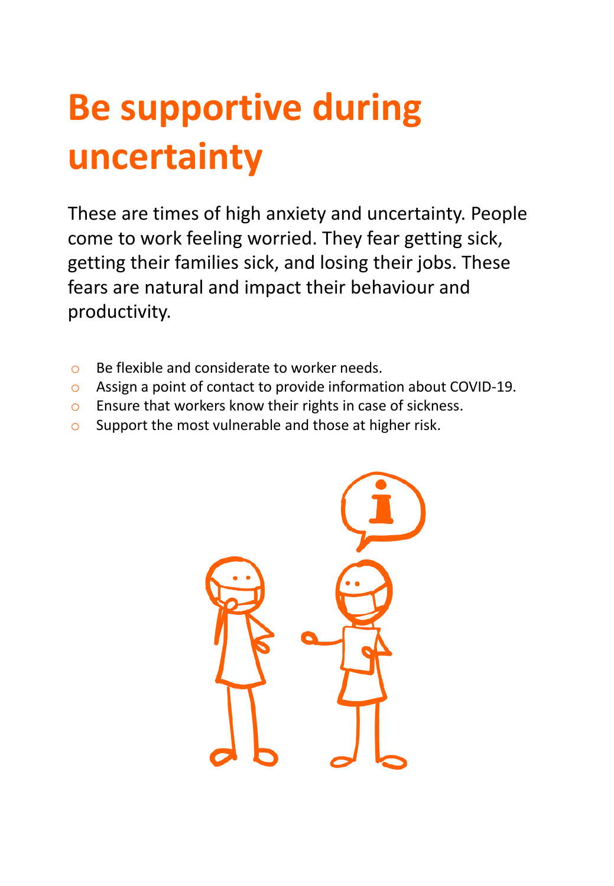# Be supportive during uncertainty

These are times of high anxiety and uncertainty. People come to work feeling worried. They fear getting sick, getting their families sick, and losing their jobs. These fears are natural and impact their behaviour and productivity.

- Be flexible and considerate to worker needs.
- Assign a point of contact to provide information about COVID-19.
- Ensure that workers know their rights in case of sickness.
- Support the most vulnerable and those at higher risk.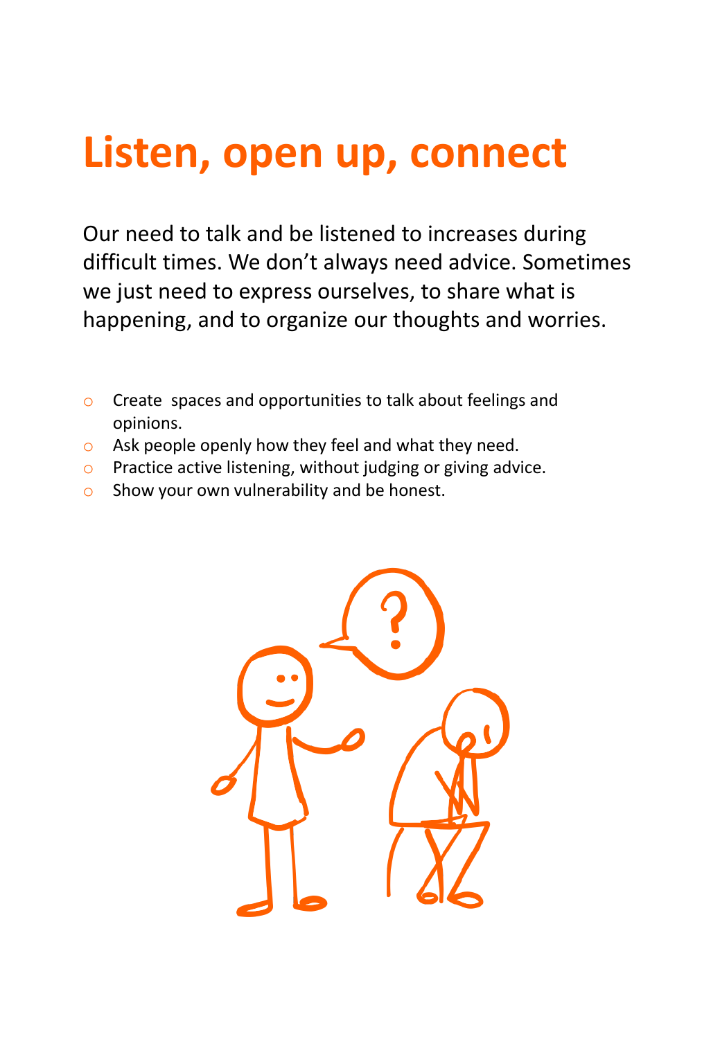# Listen, open up, connect

Our need to talk and be listened to increases during difficult times. We don't always need advice. Sometimes we just need to express ourselves, to share what is happening, and to organize our thoughts and worries.

- Create spaces and opportunities to talk about feelings and opinions.
- Ask people openly how they feel and what they need.
- Practice active listening, without judging or giving advice.
- Show your own vulnerability and be honest.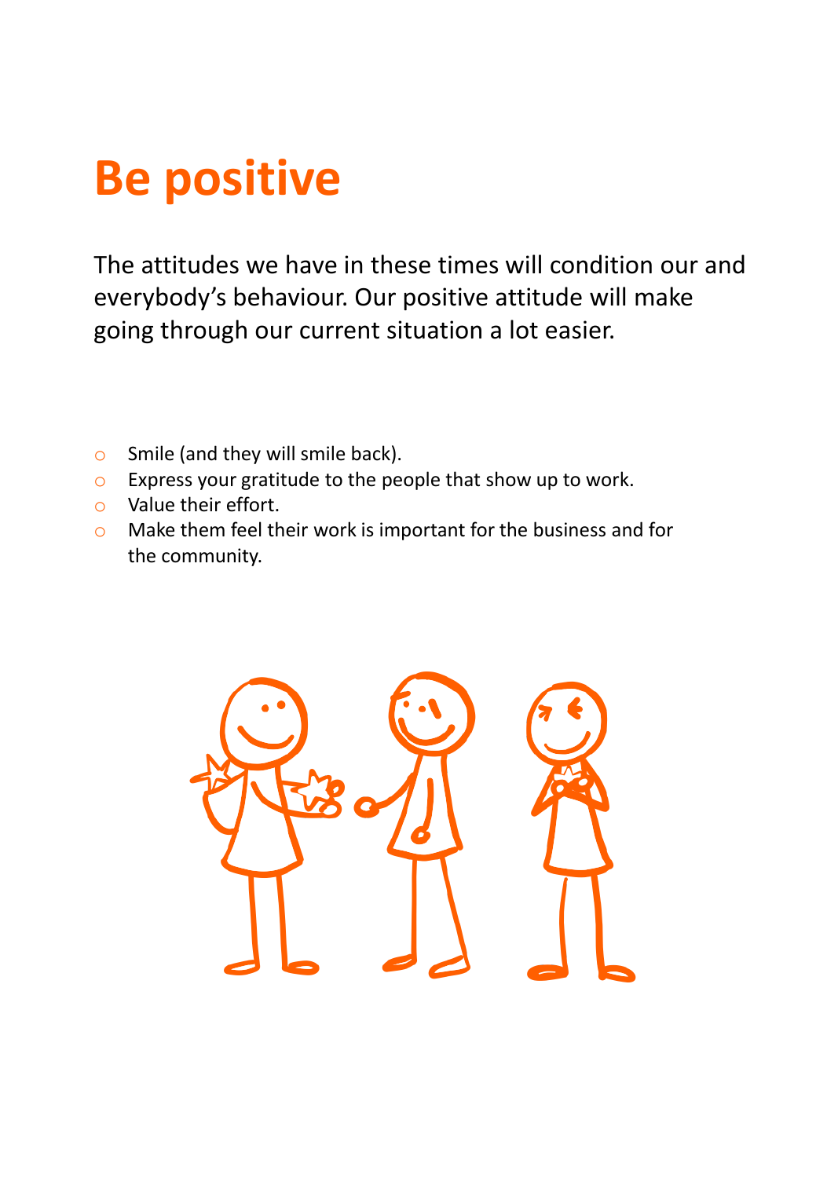# Be positive

The attitudes we have in these times will condition our and everybody's behaviour. Our positive attitude will make going through our current situation a lot easier.

- Smile (and they will smile back).
- Express your gratitude to the people that show up to work.
- Value their effort.
- Make them feel their work is important for the business and for the community.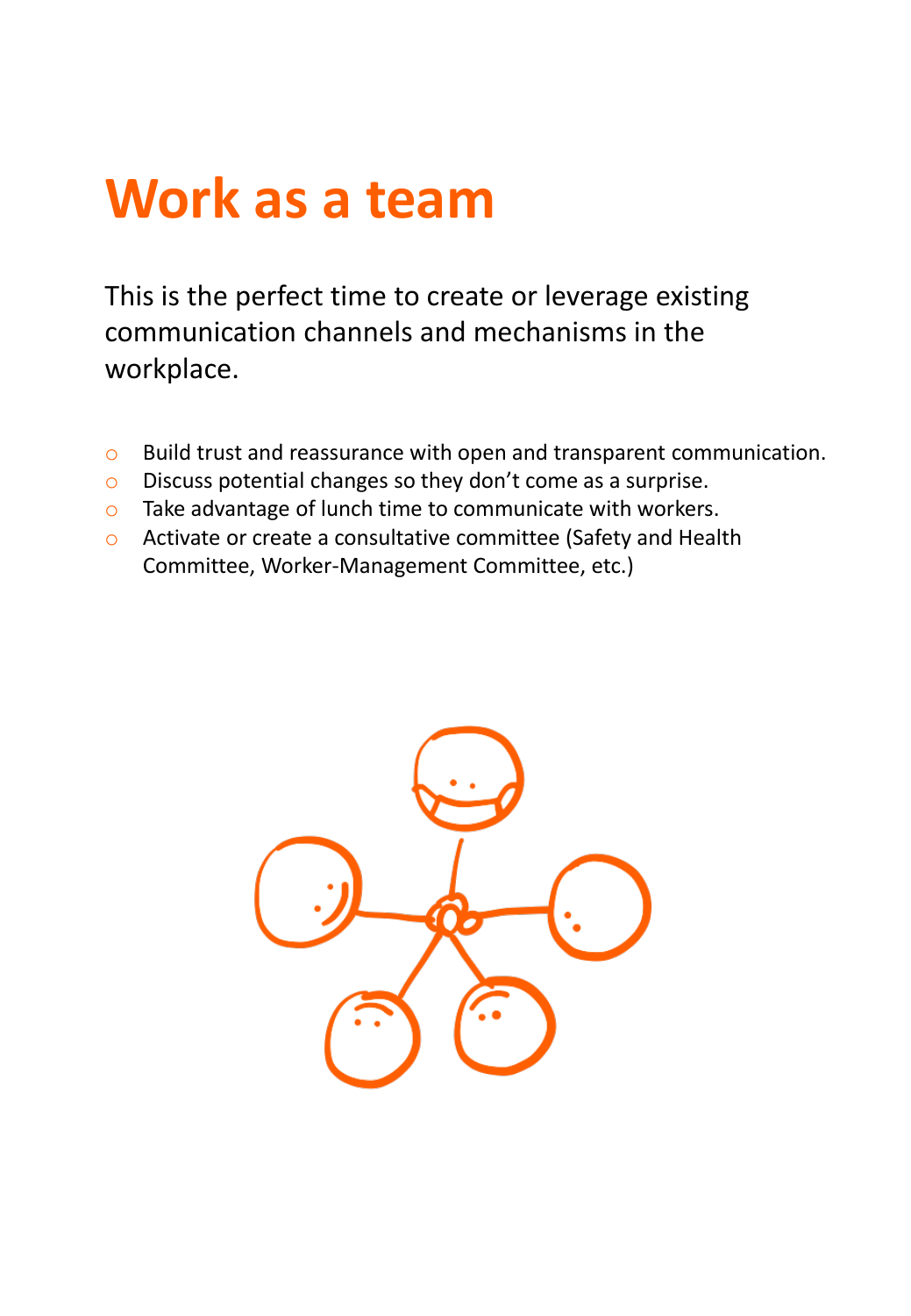# Work as a team

This is the perfect time to create or leverage existing communication channels and mechanisms in the workplace.

- Build trust and reassurance with open and transparent communication.
- Discuss potential changes so they don't come as a surprise.
- Take advantage of lunch time to communicate with workers.
- Activate or create a consultative committee (Safety and Health Committee, Worker-Management Committee, etc.)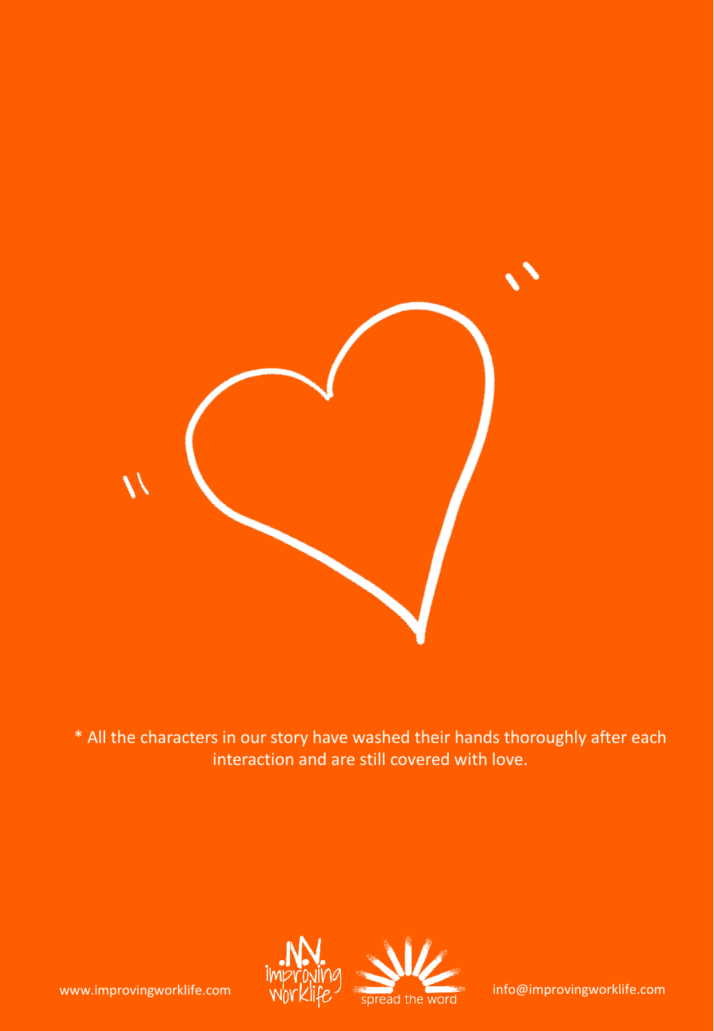* All the characters in our story have washed their hands thoroughly after each interaction and are still covered with love.

www.improvingworklife.com

info@improvingworklife.com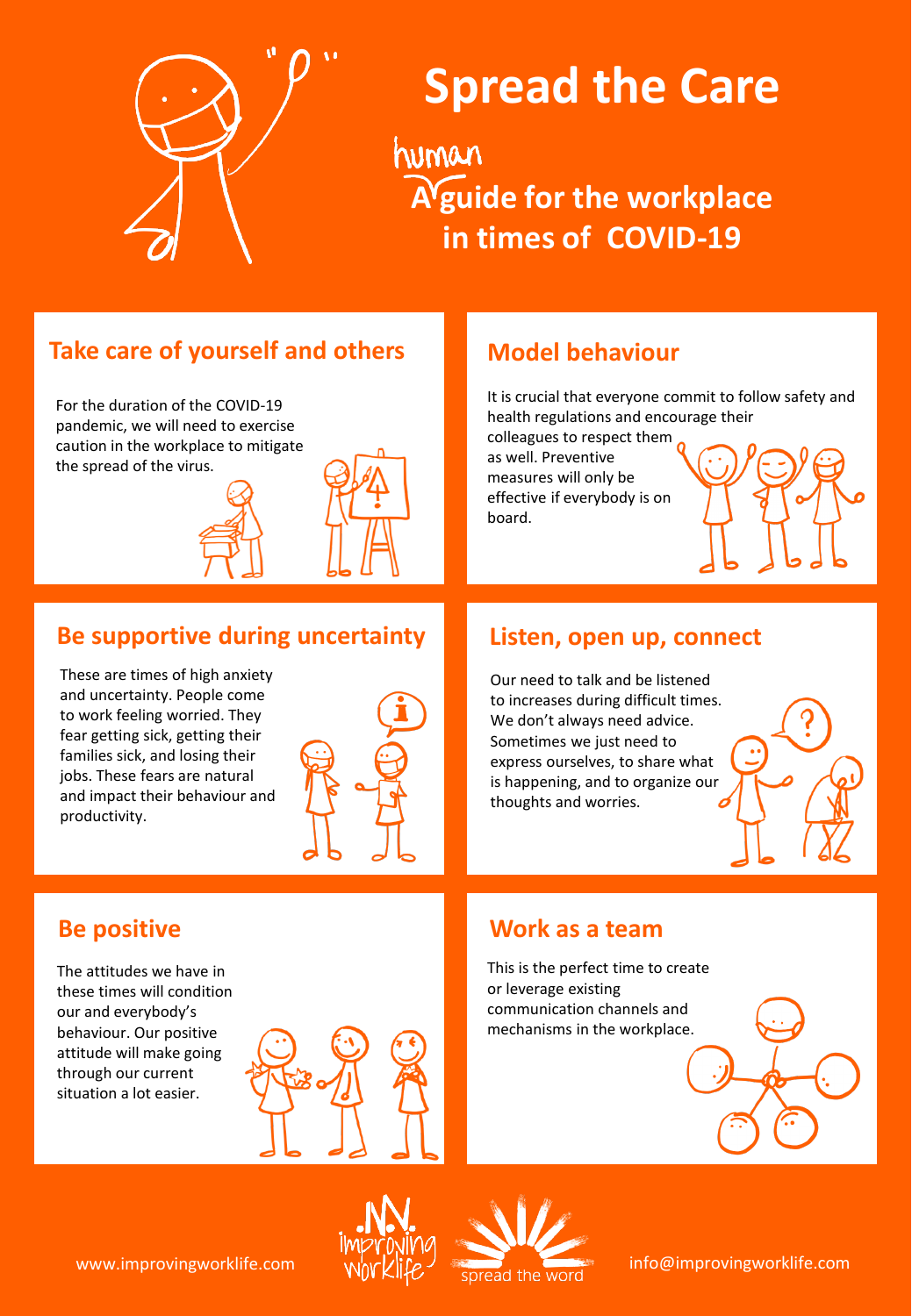# Spread the Care

human A guide for the workplace in times of COVID-19

## Take care of yourself and others

For the duration of the COVID-19 pandemic, we will need to exercise caution in the workplace to mitigate the spread of the virus.

## Model behaviour

It is crucial that everyone commit to follow safety and health regulations and encourage their colleagues to respect them as well. Preventive measures will only be effective if everybody is on board.

## Be supportive during uncertainty

These are times of high anxiety and uncertainty. People come to work feeling worried. They fear getting sick, getting their families sick, and losing their jobs. These fears are natural and impact their behaviour and productivity.

## Listen, open up, connect

Our need to talk and be listened to increases during difficult times. We don't always need advice. Sometimes we just need to express ourselves, to share what is happening, and to organize our thoughts and worries.

## Be positive

The attitudes we have in these times will condition our and everybody's behaviour. Our positive attitude will make going through our current situation a lot easier.

## Work as a team

This is the perfect time to create or leverage existing communication channels and mechanisms in the workplace.

www.improvingworklife.com

improving worklife

spread the word

info@improvingworklife.com